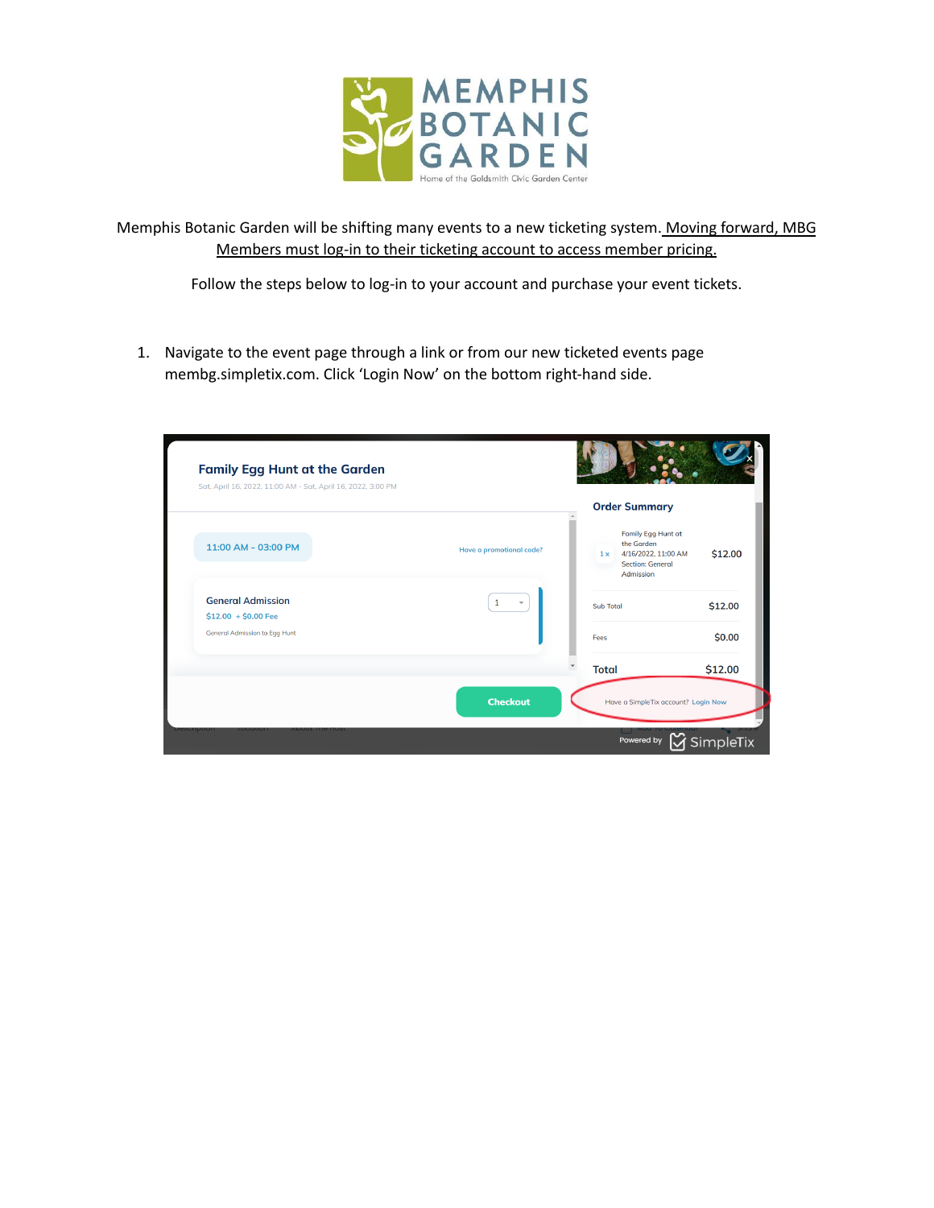Memphis Botanic Garden will be shifting many events to a new ticketing system. Moving forward, MBG Members must log-in to their ticketing account to access member pricing.

Follow the steps below to log-in to your account and purchase your event tickets.

1. Navigate to the event page through a link or from our new ticketed events page membg.simpletix.com. Click 'Login Now' on the bottom right-hand side.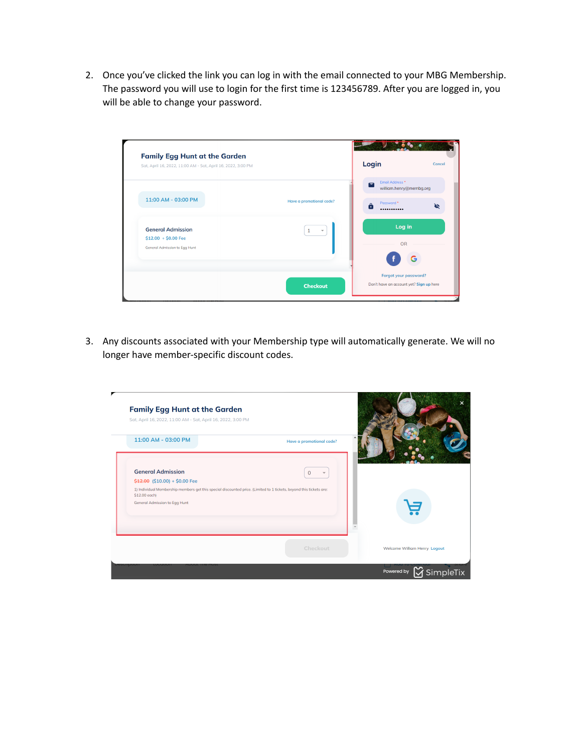2. Once you've clicked the link you can log in with the email connected to your MBG Membership. The password you will use to login for the first time is 123456789. After you are logged in, you will be able to change your password.

3. Any discounts associated with your Membership type will automatically generate. We will no longer have member-specific discount codes.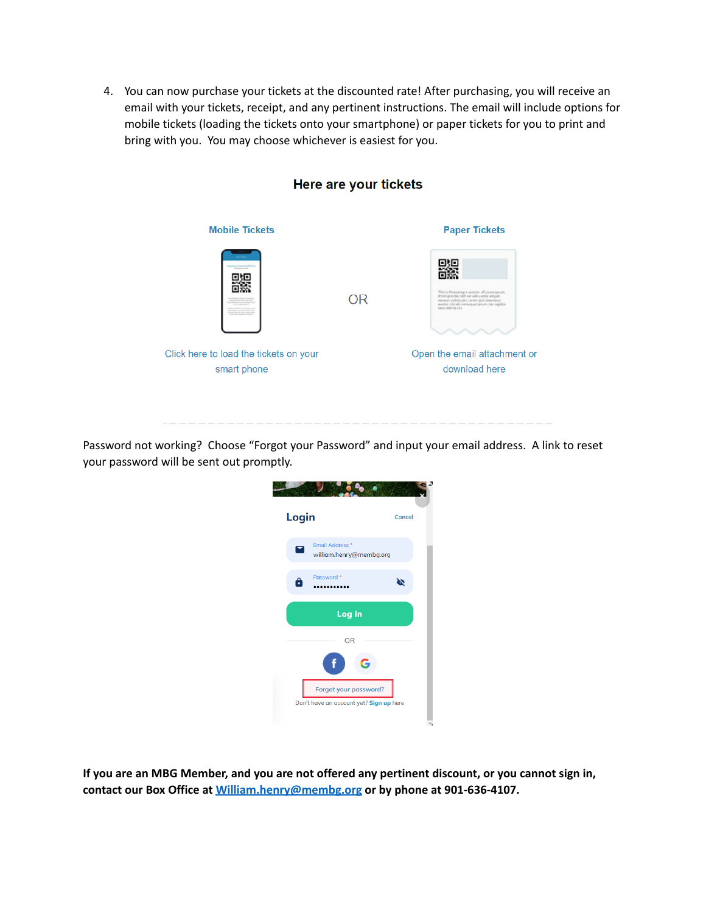4. You can now purchase your tickets at the discounted rate! After purchasing, you will receive an email with your tickets, receipt, and any pertinent instructions. The email will include options for mobile tickets (loading the tickets onto your smartphone) or paper tickets for you to print and bring with you. You may choose whichever is easiest for you.

**Here are your tickets**

| Mobile Tickets | | Paper Tickets |
| --- | --- | --- |
| Click here to load the tickets on your smart phone | OR | Open the email attachment or download here |

Password not working? Choose "Forgot your Password" and input your email address. A link to reset your password will be sent out promptly.

Login

Cancel

Email Address *
william.henry@membg.org

Password *
•••••••••••

Log in

OR

Forgot your password?

Don't have an account yet? Sign up here

**If you are an MBG Member, and you are not offered any pertinent discount, or you cannot sign in, contact our Box Office at [William.henry@membg.org](mailto:William.henry@membg.org) or by phone at 901-636-4107.**